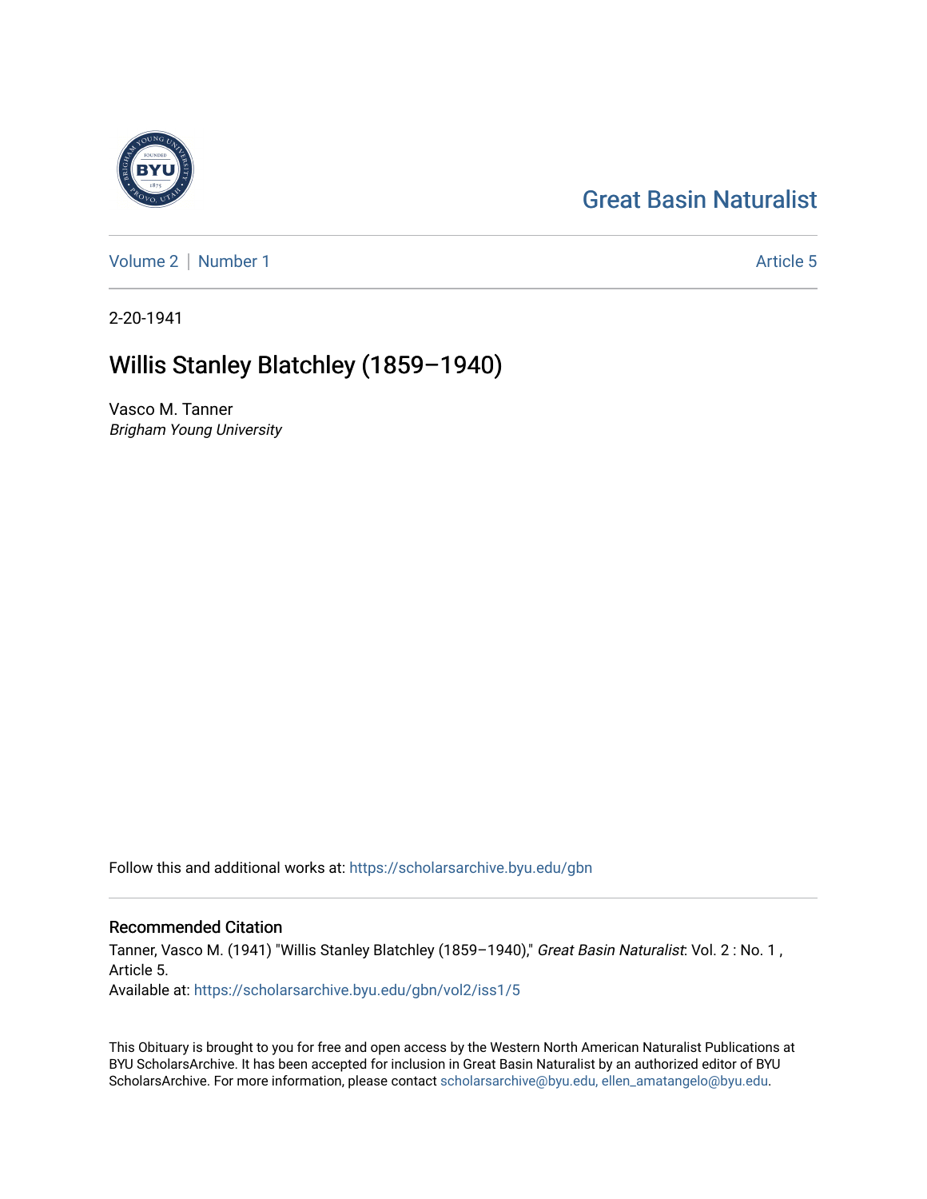Great Basin Naturalist

Volume 2 | Number 1 Article 5

2-20-1941

# Willis Stanley Blatchley (1859–1940)

Vasco M. Tanner
*Brigham Young University*

Follow this and additional works at: https://scholarsarchive.byu.edu/gbn

## Recommended Citation

Tanner, Vasco M. (1941) "Willis Stanley Blatchley (1859–1940)," *Great Basin Naturalist*: Vol. 2 : No. 1 , Article 5.
Available at: https://scholarsarchive.byu.edu/gbn/vol2/iss1/5

This Obituary is brought to you for free and open access by the Western North American Naturalist Publications at BYU ScholarsArchive. It has been accepted for inclusion in Great Basin Naturalist by an authorized editor of BYU ScholarsArchive. For more information, please contact scholarsarchive@byu.edu, ellen_amatangelo@byu.edu.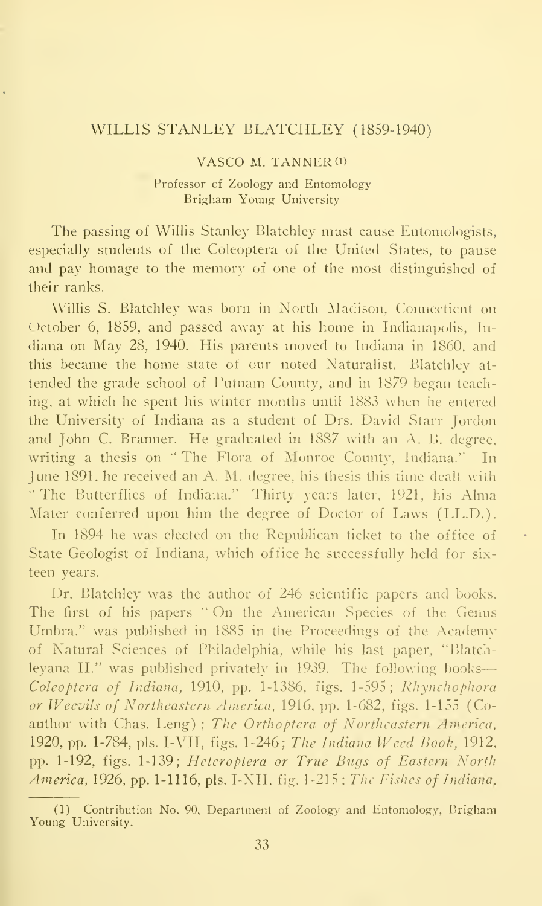## WILLIS STANLEY BLATCHLEY (1859-1940)

VASCO M. TANNER[1]

Professor of Zoology and Entomology
Brigham Young University

The passing of Willis Stanley Blatchley must cause Entomologists, especially students of the Coleoptera of the United States, to pause and pay homage to the memory of one of the most distinguished of their ranks.

Willis S. Blatchley was born in North Madison, Connecticut on October 6, 1859, and passed away at his home in Indianapolis, Indiana on May 28, 1940. His parents moved to Indiana in 1860, and this became the home state of our noted Naturalist. Blatchley attended the grade school of Putnam County, and in 1879 began teaching, at which he spent his winter months until 1883 when he entered the University of Indiana as a student of Drs. David Starr Jordon and John C. Branner. He graduated in 1887 with an A. B. degree, writing a thesis on "The Flora of Monroe County, Indiana." In June 1891, he received an A. M. degree, his thesis this time dealt with "The Butterflies of Indiana." Thirty years later, 1921, his Alma Mater conferred upon him the degree of Doctor of Laws (LL.D.).

In 1894 he was elected on the Republican ticket to the office of State Geologist of Indiana, which office he successfully held for sixteen years.

Dr. Blatchley was the author of 246 scientific papers and books. The first of his papers "On the American Species of the Genus Umbra," was published in 1885 in the Proceedings of the Academy of Natural Sciences of Philadelphia, while his last paper, "Blatchleyana II." was published privately in 1939. The following books—*Coleoptera of Indiana*, 1910, pp. 1-1386, figs. 1-595; *Rhynchophora or Weevils of Northeastern America*, 1916, pp. 1-682, figs. 1-155 (Coauthor with Chas. Leng); *The Orthoptera of Northeastern America*, 1920, pp. 1-784, pls. I-VII, figs. 1-246; *The Indiana Weed Book*, 1912, pp. 1-192, figs. 1-139; *Heteroptera or True Bugs of Eastern North America*, 1926, pp. 1-1116, pls. I-XII, fig. 1-215; *The Fishes of Indiana*,

(1) Contribution No. 90, Department of Zoology and Entomology, Brigham Young University.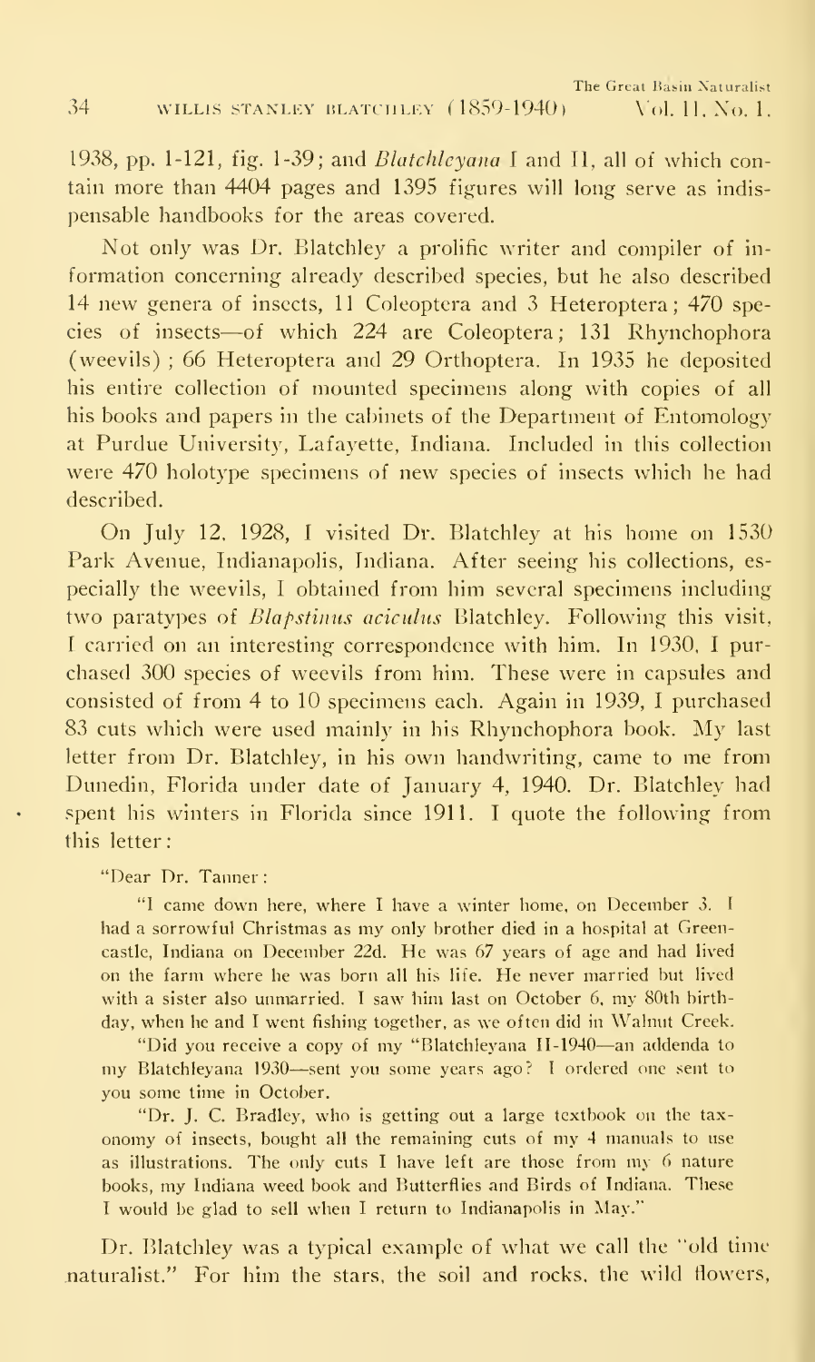1938, pp. 1-121, fig. 1-39; and *Blatchleyana* I and II, all of which contain more than 4404 pages and 1395 figures will long serve as indispensable handbooks for the areas covered.

Not only was Dr. Blatchley a prolific writer and compiler of information concerning already described species, but he also described 14 new genera of insects, 11 Coleoptera and 3 Heteroptera; 470 species of insects—of which 224 are Coleoptera; 131 Rhynchophora (weevils); 66 Heteroptera and 29 Orthoptera. In 1935 he deposited his entire collection of mounted specimens along with copies of all his books and papers in the cabinets of the Department of Entomology at Purdue University, Lafayette, Indiana. Included in this collection were 470 holotype specimens of new species of insects which he had described.

On July 12, 1928, I visited Dr. Blatchley at his home on 1530 Park Avenue, Indianapolis, Indiana. After seeing his collections, especially the weevils, I obtained from him several specimens including two paratypes of *Blapstinus aciculus* Blatchley. Following this visit, I carried on an interesting correspondence with him. In 1930, I purchased 300 species of weevils from him. These were in capsules and consisted of from 4 to 10 specimens each. Again in 1939, I purchased 83 cuts which were used mainly in his Rhynchophora book. My last letter from Dr. Blatchley, in his own handwriting, came to me from Dunedin, Florida under date of January 4, 1940. Dr. Blatchley had spent his winters in Florida since 1911. I quote the following from this letter:

> "Dear Dr. Tanner:
>
> "I came down here, where I have a winter home, on December 3. I had a sorrowful Christmas as my only brother died in a hospital at Greencastle, Indiana on December 22d. He was 67 years of age and had lived on the farm where he was born all his life. He never married but lived with a sister also unmarried. I saw him last on October 6, my 80th birthday, when he and I went fishing together, as we often did in Walnut Creek.
>
> "Did you receive a copy of my "Blatchleyana II-1940—an addenda to my Blatchleyana 1930—sent you some years ago? I ordered one sent to you some time in October.
>
> "Dr. J. C. Bradley, who is getting out a large textbook on the taxonomy of insects, bought all the remaining cuts of my 4 manuals to use as illustrations. The only cuts I have left are those from my 6 nature books, my Indiana weed book and Butterflies and Birds of Indiana. These I would be glad to sell when I return to Indianapolis in May."

Dr. Blatchley was a typical example of what we call the "old time naturalist." For him the stars, the soil and rocks, the wild flowers,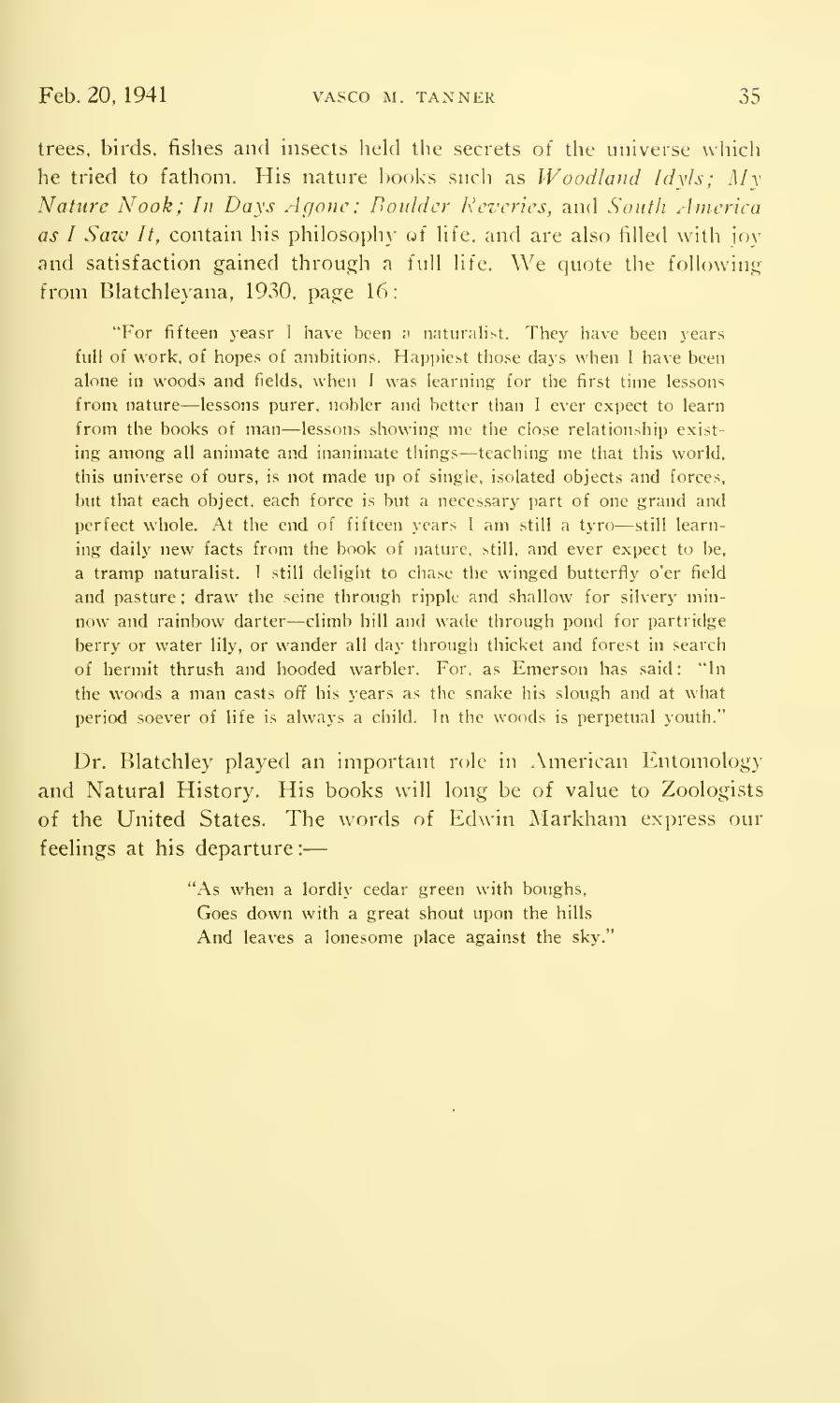trees, birds, fishes and insects held the secrets of the universe which he tried to fathom. His nature books such as *Woodland Idyls; My Nature Nook; In Days Agone; Boulder Reveries,* and *South America as I Saw It,* contain his philosophy of life, and are also filled with joy and satisfaction gained through a full life. We quote the following from Blatchleyana, 1930, page 16:

> "For fifteen yeasr I have been a naturalist. They have been years full of work, of hopes of ambitions. Happiest those days when I have been alone in woods and fields, when I was learning for the first time lessons from nature—lessons purer, nobler and better than I ever expect to learn from the books of man—lessons showing me the close relationship existing among all animate and inanimate things—teaching me that this world, this universe of ours, is not made up of single, isolated objects and forces, but that each object, each force is but a necessary part of one grand and perfect whole. At the end of fifteen years I am still a tyro—still learning daily new facts from the book of nature, still, and ever expect to be, a tramp naturalist. I still delight to chase the winged butterfly o'er field and pasture; draw the seine through ripple and shallow for silvery minnow and rainbow darter—climb hill and wade through pond for partridge berry or water lily, or wander all day through thicket and forest in search of hermit thrush and hooded warbler. For, as Emerson has said: "In the woods a man casts off his years as the snake his slough and at what period soever of life is always a child. In the woods is perpetual youth."

Dr. Blatchley played an important role in American Entomology and Natural History. His books will long be of value to Zoologists of the United States. The words of Edwin Markham express our feelings at his departure:—

> "As when a lordly cedar green with boughs,
> Goes down with a great shout upon the hills
> And leaves a lonesome place against the sky."